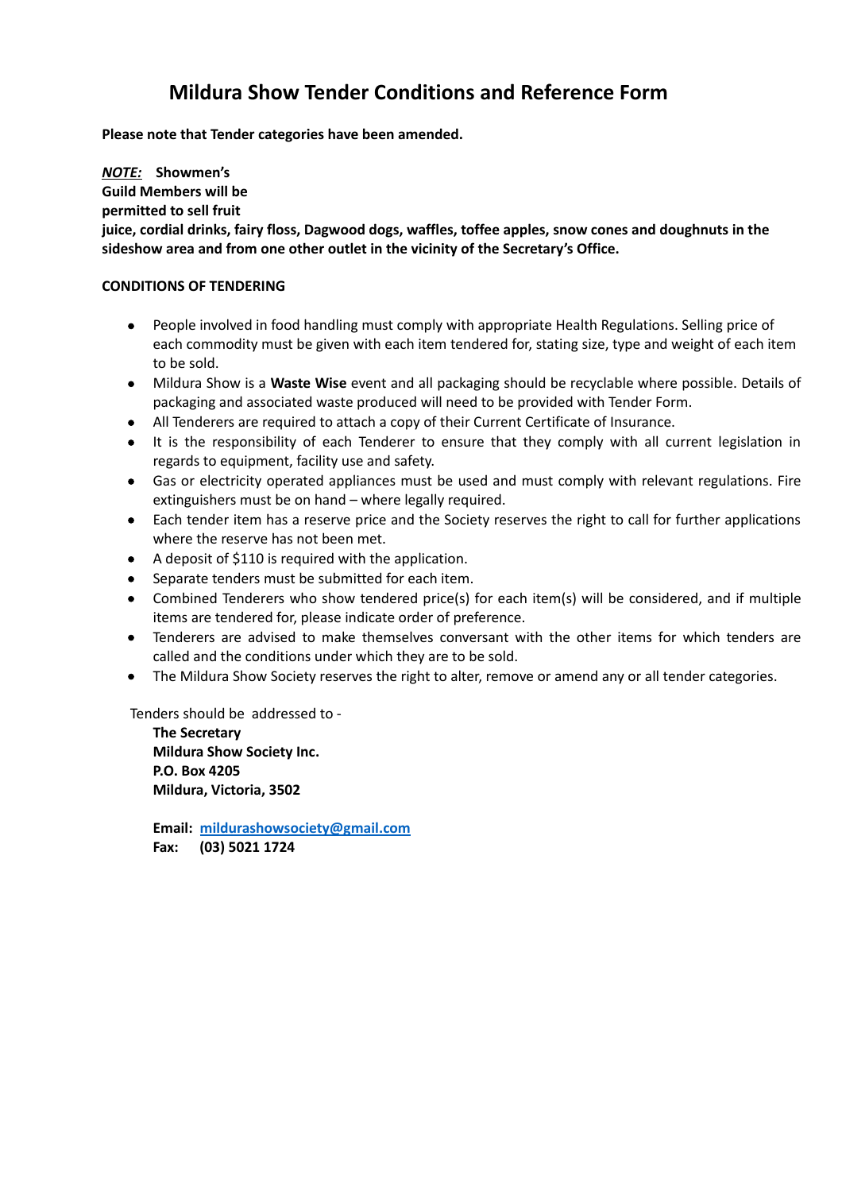# Mildura Show Tender Conditions and Reference Form

**Please note that Tender categories have been amended.**

***NOTE:*** **Showmen's Guild Members will be permitted to sell fruit juice, cordial drinks, fairy floss, Dagwood dogs, waffles, toffee apples, snow cones and doughnuts in the sideshow area and from one other outlet in the vicinity of the Secretary's Office.**

**CONDITIONS OF TENDERING**

- People involved in food handling must comply with appropriate Health Regulations. Selling price of each commodity must be given with each item tendered for, stating size, type and weight of each item to be sold.
- Mildura Show is a **Waste Wise** event and all packaging should be recyclable where possible. Details of packaging and associated waste produced will need to be provided with Tender Form.
- All Tenderers are required to attach a copy of their Current Certificate of Insurance.
- It is the responsibility of each Tenderer to ensure that they comply with all current legislation in regards to equipment, facility use and safety.
- Gas or electricity operated appliances must be used and must comply with relevant regulations. Fire extinguishers must be on hand – where legally required.
- Each tender item has a reserve price and the Society reserves the right to call for further applications where the reserve has not been met.
- A deposit of $110 is required with the application.
- Separate tenders must be submitted for each item.
- Combined Tenderers who show tendered price(s) for each item(s) will be considered, and if multiple items are tendered for, please indicate order of preference.
- Tenderers are advised to make themselves conversant with the other items for which tenders are called and the conditions under which they are to be sold.
- The Mildura Show Society reserves the right to alter, remove or amend any or all tender categories.

Tenders should be addressed to -

**The Secretary**
**Mildura Show Society Inc.**
**P.O. Box 4205**
**Mildura, Victoria, 3502**

**Email:** [mildurashowsociety@gmail.com](mailto:mildurashowsociety@gmail.com)
**Fax: (03) 5021 1724**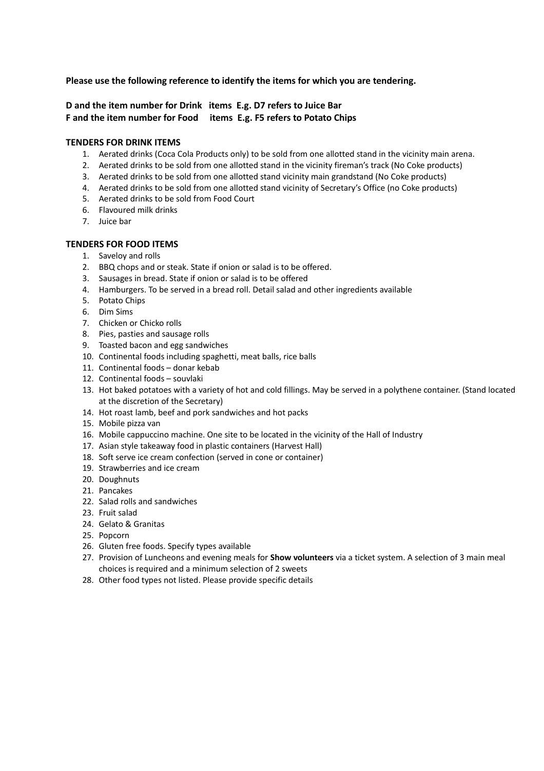**Please use the following reference to identify the items for which you are tendering.**

**D and the item number for Drink items E.g. D7 refers to Juice Bar**
**F and the item number for Food items E.g. F5 refers to Potato Chips**

**TENDERS FOR DRINK ITEMS**

1. Aerated drinks (Coca Cola Products only) to be sold from one allotted stand in the vicinity main arena.
2. Aerated drinks to be sold from one allotted stand in the vicinity fireman's track (No Coke products)
3. Aerated drinks to be sold from one allotted stand vicinity main grandstand (No Coke products)
4. Aerated drinks to be sold from one allotted stand vicinity of Secretary's Office (no Coke products)
5. Aerated drinks to be sold from Food Court
6. Flavoured milk drinks
7. Juice bar

**TENDERS FOR FOOD ITEMS**

1. Saveloy and rolls
2. BBQ chops and or steak. State if onion or salad is to be offered.
3. Sausages in bread. State if onion or salad is to be offered
4. Hamburgers. To be served in a bread roll. Detail salad and other ingredients available
5. Potato Chips
6. Dim Sims
7. Chicken or Chicko rolls
8. Pies, pasties and sausage rolls
9. Toasted bacon and egg sandwiches
10. Continental foods including spaghetti, meat balls, rice balls
11. Continental foods – donar kebab
12. Continental foods – souvlaki
13. Hot baked potatoes with a variety of hot and cold fillings. May be served in a polythene container. (Stand located at the discretion of the Secretary)
14. Hot roast lamb, beef and pork sandwiches and hot packs
15. Mobile pizza van
16. Mobile cappuccino machine. One site to be located in the vicinity of the Hall of Industry
17. Asian style takeaway food in plastic containers (Harvest Hall)
18. Soft serve ice cream confection (served in cone or container)
19. Strawberries and ice cream
20. Doughnuts
21. Pancakes
22. Salad rolls and sandwiches
23. Fruit salad
24. Gelato & Granitas
25. Popcorn
26. Gluten free foods. Specify types available
27. Provision of Luncheons and evening meals for **Show volunteers** via a ticket system. A selection of 3 main meal choices is required and a minimum selection of 2 sweets
28. Other food types not listed. Please provide specific details